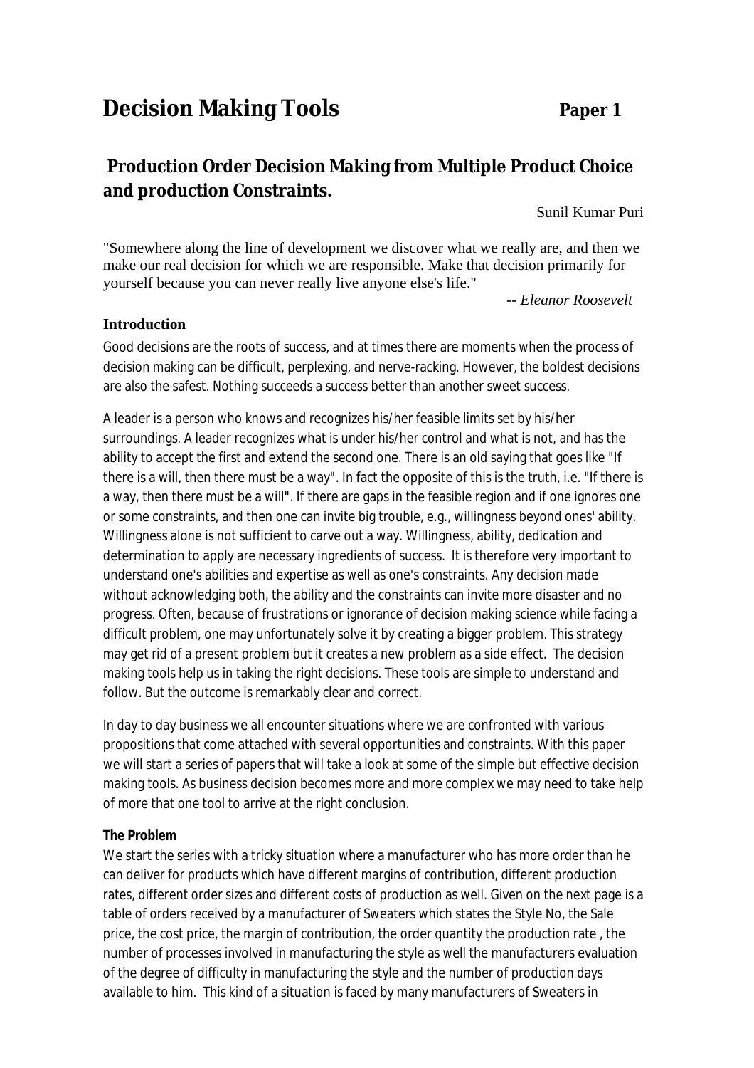# Decision Making Tools **Paper 1**

## Production Order Decision Making from Multiple Product Choice and production Constraints.

Sunil Kumar Puri

"Somewhere along the line of development we discover what we really are, and then we make our real decision for which we are responsible. Make that decision primarily for yourself because you can never really live anyone else's life."

-- *Eleanor Roosevelt*

### Introduction

Good decisions are the roots of success, and at times there are moments when the process of decision making can be difficult, perplexing, and nerve-racking. However, the boldest decisions are also the safest. Nothing succeeds a success better than another sweet success.

A leader is a person who knows and recognizes his/her feasible limits set by his/her surroundings. A leader recognizes what is under his/her control and what is not, and has the ability to accept the first and extend the second one. There is an old saying that goes like "If there is a will, then there must be a way". In fact the opposite of this is the truth, i.e. "If there is a way, then there must be a will". If there are gaps in the feasible region and if one ignores one or some constraints, and then one can invite big trouble, e.g., willingness beyond ones' ability. Willingness alone is not sufficient to carve out a way. Willingness, ability, dedication and determination to apply are necessary ingredients of success. It is therefore very important to understand one's abilities and expertise as well as one's constraints. Any decision made without acknowledging both, the ability and the constraints can invite more disaster and no progress. Often, because of frustrations or ignorance of decision making science while facing a difficult problem, one may unfortunately solve it by creating a bigger problem. This strategy may get rid of a present problem but it creates a new problem as a side effect. The decision making tools help us in taking the right decisions. These tools are simple to understand and follow. But the outcome is remarkably clear and correct.

In day to day business we all encounter situations where we are confronted with various propositions that come attached with several opportunities and constraints. With this paper we will start a series of papers that will take a look at some of the simple but effective decision making tools. As business decision becomes more and more complex we may need to take help of more that one tool to arrive at the right conclusion.

**The Problem**

We start the series with a tricky situation where a manufacturer who has more order than he can deliver for products which have different margins of contribution, different production rates, different order sizes and different costs of production as well. Given on the next page is a table of orders received by a manufacturer of Sweaters which states the Style No, the Sale price, the cost price, the margin of contribution, the order quantity the production rate , the number of processes involved in manufacturing the style as well the manufacturers evaluation of the degree of difficulty in manufacturing the style and the number of production days available to him. This kind of a situation is faced by many manufacturers of Sweaters in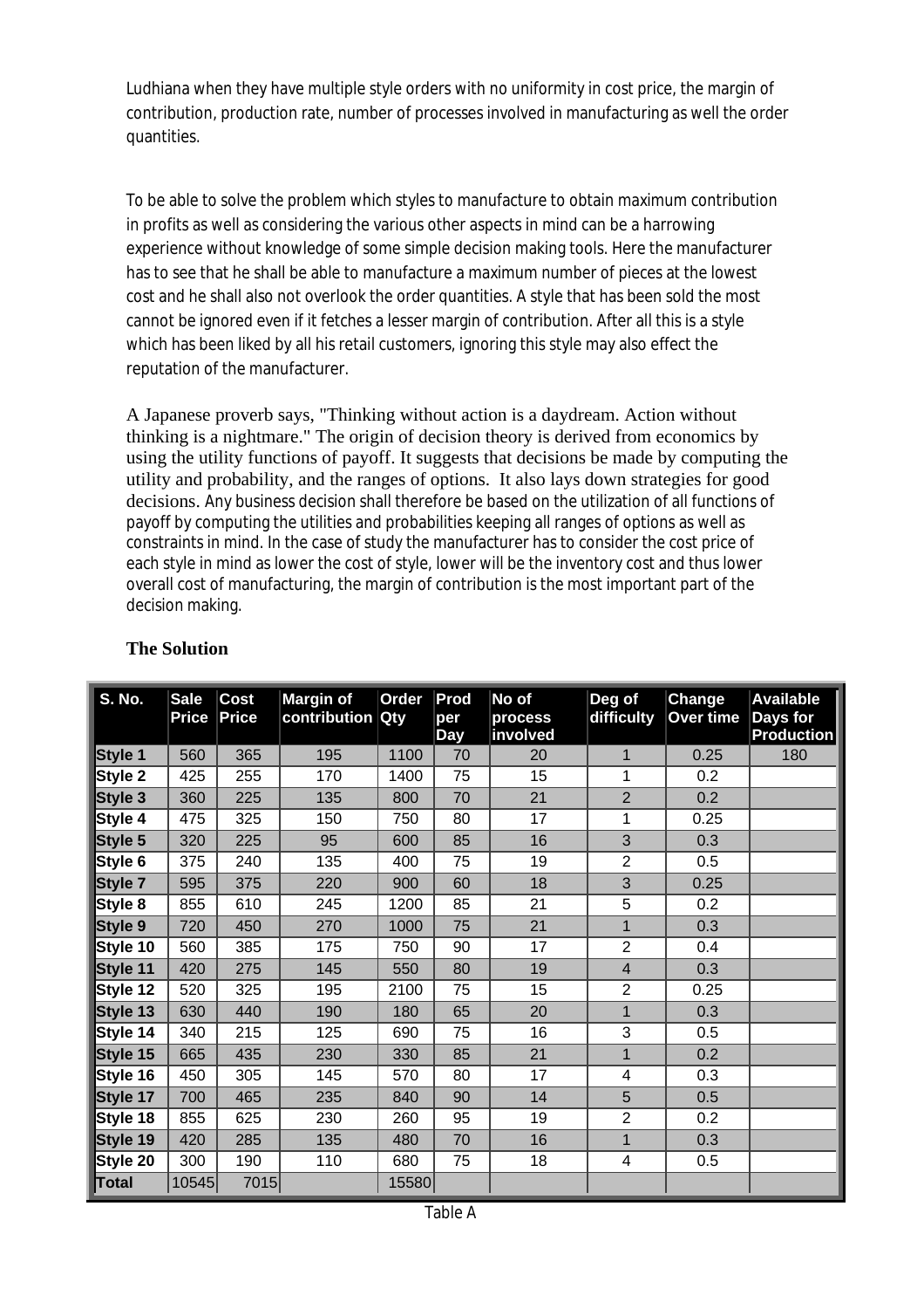Ludhiana when they have multiple style orders with no uniformity in cost price, the margin of contribution, production rate, number of processes involved in manufacturing as well the order quantities.

To be able to solve the problem which styles to manufacture to obtain maximum contribution in profits as well as considering the various other aspects in mind can be a harrowing experience without knowledge of some simple decision making tools. Here the manufacturer has to see that he shall be able to manufacture a maximum number of pieces at the lowest cost and he shall also not overlook the order quantities. A style that has been sold the most cannot be ignored even if it fetches a lesser margin of contribution. After all this is a style which has been liked by all his retail customers, ignoring this style may also effect the reputation of the manufacturer.

A Japanese proverb says, "Thinking without action is a daydream. Action without thinking is a nightmare." The origin of decision theory is derived from economics by using the utility functions of payoff. It suggests that decisions be made by computing the utility and probability, and the ranges of options. It also lays down strategies for good decisions. Any business decision shall therefore be based on the utilization of all functions of payoff by computing the utilities and probabilities keeping all ranges of options as well as constraints in mind. In the case of study the manufacturer has to consider the cost price of each style in mind as lower the cost of style, lower will be the inventory cost and thus lower overall cost of manufacturing, the margin of contribution is the most important part of the decision making.

## The Solution

| S. No. | Sale Price | Cost Price | Margin of contribution | Order Qty | Prod per Day | No of process involved | Deg of difficulty | Change Over time | Available Days for Production |
|---|---|---|---|---|---|---|---|---|---|
| Style 1 | 560 | 365 | 195 | 1100 | 70 | 20 | 1 | 0.25 | 180 |
| Style 2 | 425 | 255 | 170 | 1400 | 75 | 15 | 1 | 0.2 | |
| Style 3 | 360 | 225 | 135 | 800 | 70 | 21 | 2 | 0.2 | |
| Style 4 | 475 | 325 | 150 | 750 | 80 | 17 | 1 | 0.25 | |
| Style 5 | 320 | 225 | 95 | 600 | 85 | 16 | 3 | 0.3 | |
| Style 6 | 375 | 240 | 135 | 400 | 75 | 19 | 2 | 0.5 | |
| Style 7 | 595 | 375 | 220 | 900 | 60 | 18 | 3 | 0.25 | |
| Style 8 | 855 | 610 | 245 | 1200 | 85 | 21 | 5 | 0.2 | |
| Style 9 | 720 | 450 | 270 | 1000 | 75 | 21 | 1 | 0.3 | |
| Style 10 | 560 | 385 | 175 | 750 | 90 | 17 | 2 | 0.4 | |
| Style 11 | 420 | 275 | 145 | 550 | 80 | 19 | 4 | 0.3 | |
| Style 12 | 520 | 325 | 195 | 2100 | 75 | 15 | 2 | 0.25 | |
| Style 13 | 630 | 440 | 190 | 180 | 65 | 20 | 1 | 0.3 | |
| Style 14 | 340 | 215 | 125 | 690 | 75 | 16 | 3 | 0.5 | |
| Style 15 | 665 | 435 | 230 | 330 | 85 | 21 | 1 | 0.2 | |
| Style 16 | 450 | 305 | 145 | 570 | 80 | 17 | 4 | 0.3 | |
| Style 17 | 700 | 465 | 235 | 840 | 90 | 14 | 5 | 0.5 | |
| Style 18 | 855 | 625 | 230 | 260 | 95 | 19 | 2 | 0.2 | |
| Style 19 | 420 | 285 | 135 | 480 | 70 | 16 | 1 | 0.3 | |
| Style 20 | 300 | 190 | 110 | 680 | 75 | 18 | 4 | 0.5 | |
| Total | 10545 | 7015 | | 15580 | | | | | |

Table A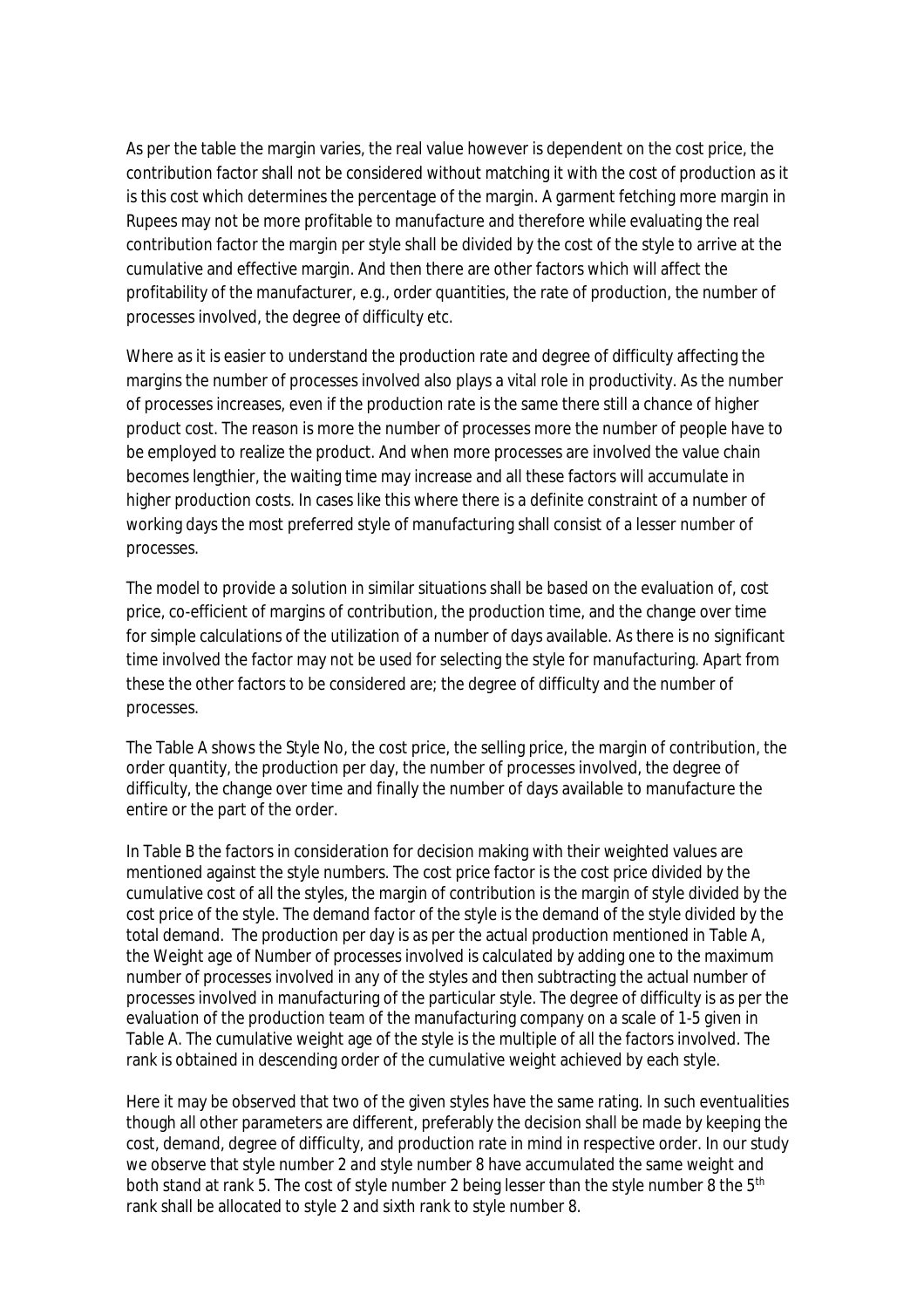As per the table the margin varies, the real value however is dependent on the cost price, the contribution factor shall not be considered without matching it with the cost of production as it is this cost which determines the percentage of the margin. A garment fetching more margin in Rupees may not be more profitable to manufacture and therefore while evaluating the real contribution factor the margin per style shall be divided by the cost of the style to arrive at the cumulative and effective margin. And then there are other factors which will affect the profitability of the manufacturer, e.g., order quantities, the rate of production, the number of processes involved, the degree of difficulty etc.

Where as it is easier to understand the production rate and degree of difficulty affecting the margins the number of processes involved also plays a vital role in productivity. As the number of processes increases, even if the production rate is the same there still a chance of higher product cost. The reason is more the number of processes more the number of people have to be employed to realize the product. And when more processes are involved the value chain becomes lengthier, the waiting time may increase and all these factors will accumulate in higher production costs. In cases like this where there is a definite constraint of a number of working days the most preferred style of manufacturing shall consist of a lesser number of processes.

The model to provide a solution in similar situations shall be based on the evaluation of, cost price, co-efficient of margins of contribution, the production time, and the change over time for simple calculations of the utilization of a number of days available. As there is no significant time involved the factor may not be used for selecting the style for manufacturing. Apart from these the other factors to be considered are; the degree of difficulty and the number of processes.

The Table A shows the Style No, the cost price, the selling price, the margin of contribution, the order quantity, the production per day, the number of processes involved, the degree of difficulty, the change over time and finally the number of days available to manufacture the entire or the part of the order.

In Table B the factors in consideration for decision making with their weighted values are mentioned against the style numbers. The cost price factor is the cost price divided by the cumulative cost of all the styles, the margin of contribution is the margin of style divided by the cost price of the style. The demand factor of the style is the demand of the style divided by the total demand. The production per day is as per the actual production mentioned in Table A, the Weight age of Number of processes involved is calculated by adding one to the maximum number of processes involved in any of the styles and then subtracting the actual number of processes involved in manufacturing of the particular style. The degree of difficulty is as per the evaluation of the production team of the manufacturing company on a scale of 1-5 given in Table A. The cumulative weight age of the style is the multiple of all the factors involved. The rank is obtained in descending order of the cumulative weight achieved by each style.

Here it may be observed that two of the given styles have the same rating. In such eventualities though all other parameters are different, preferably the decision shall be made by keeping the cost, demand, degree of difficulty, and production rate in mind in respective order. In our study we observe that style number 2 and style number 8 have accumulated the same weight and both stand at rank 5. The cost of style number 2 being lesser than the style number 8 the 5th rank shall be allocated to style 2 and sixth rank to style number 8.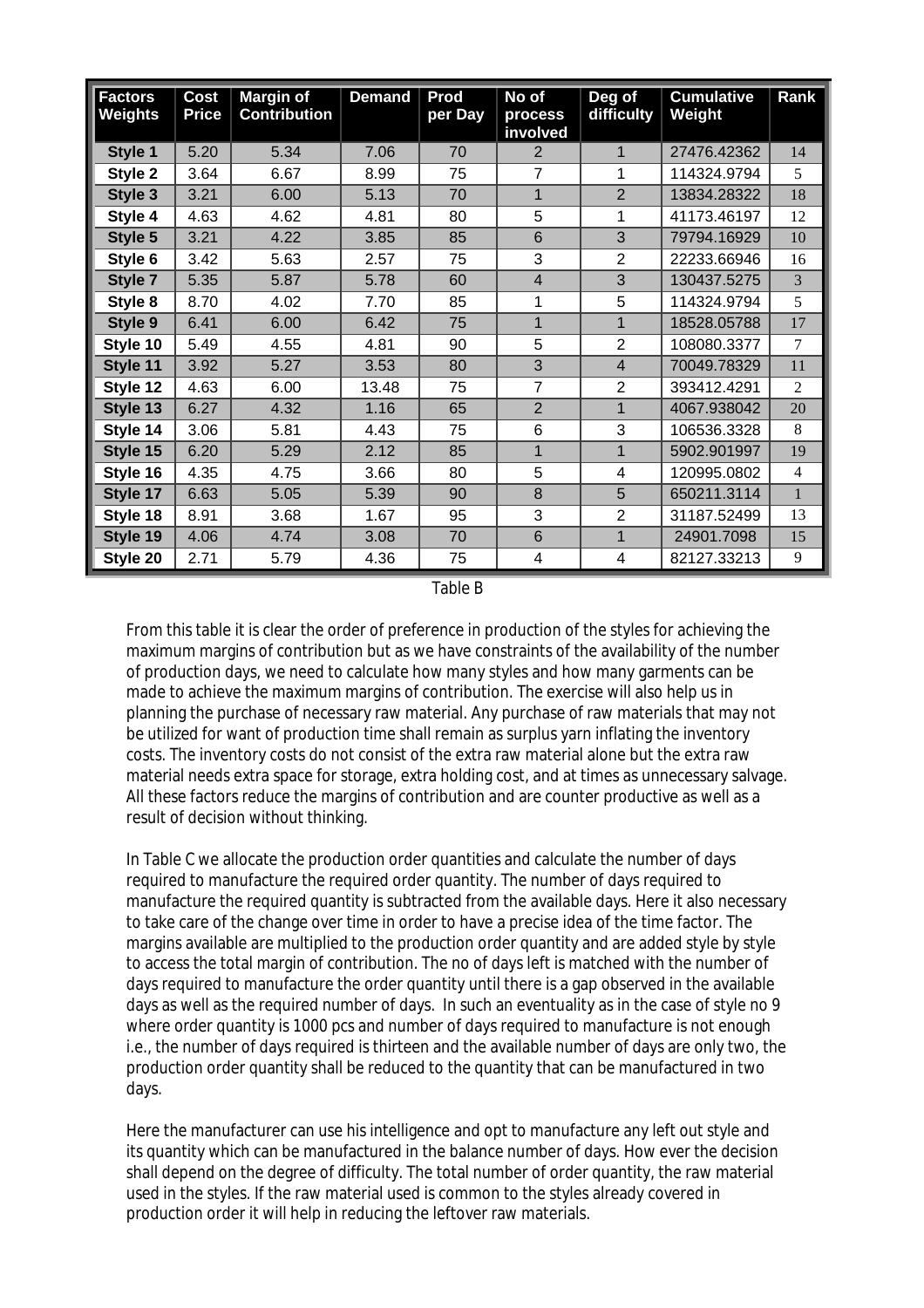| Factors Weights | Cost Price | Margin of Contribution | Demand | Prod per Day | No of process involved | Deg of difficulty | Cumulative Weight | Rank |
|---|---|---|---|---|---|---|---|---|
| Style 1 | 5.20 | 5.34 | 7.06 | 70 | 2 | 1 | 27476.42362 | 14 |
| Style 2 | 3.64 | 6.67 | 8.99 | 75 | 7 | 1 | 114324.9794 | 5 |
| Style 3 | 3.21 | 6.00 | 5.13 | 70 | 1 | 2 | 13834.28322 | 18 |
| Style 4 | 4.63 | 4.62 | 4.81 | 80 | 5 | 1 | 41173.46197 | 12 |
| Style 5 | 3.21 | 4.22 | 3.85 | 85 | 6 | 3 | 79794.16929 | 10 |
| Style 6 | 3.42 | 5.63 | 2.57 | 75 | 3 | 2 | 22233.66946 | 16 |
| Style 7 | 5.35 | 5.87 | 5.78 | 60 | 4 | 3 | 130437.5275 | 3 |
| Style 8 | 8.70 | 4.02 | 7.70 | 85 | 1 | 5 | 114324.9794 | 5 |
| Style 9 | 6.41 | 6.00 | 6.42 | 75 | 1 | 1 | 18528.05788 | 17 |
| Style 10 | 5.49 | 4.55 | 4.81 | 90 | 5 | 2 | 108080.3377 | 7 |
| Style 11 | 3.92 | 5.27 | 3.53 | 80 | 3 | 4 | 70049.78329 | 11 |
| Style 12 | 4.63 | 6.00 | 13.48 | 75 | 7 | 2 | 393412.4291 | 2 |
| Style 13 | 6.27 | 4.32 | 1.16 | 65 | 2 | 1 | 4067.938042 | 20 |
| Style 14 | 3.06 | 5.81 | 4.43 | 75 | 6 | 3 | 106536.3328 | 8 |
| Style 15 | 6.20 | 5.29 | 2.12 | 85 | 1 | 1 | 5902.901997 | 19 |
| Style 16 | 4.35 | 4.75 | 3.66 | 80 | 5 | 4 | 120995.0802 | 4 |
| Style 17 | 6.63 | 5.05 | 5.39 | 90 | 8 | 5 | 650211.3114 | 1 |
| Style 18 | 8.91 | 3.68 | 1.67 | 95 | 3 | 2 | 31187.52499 | 13 |
| Style 19 | 4.06 | 4.74 | 3.08 | 70 | 6 | 1 | 24901.7098 | 15 |
| Style 20 | 2.71 | 5.79 | 4.36 | 75 | 4 | 4 | 82127.33213 | 9 |

Table B

From this table it is clear the order of preference in production of the styles for achieving the maximum margins of contribution but as we have constraints of the availability of the number of production days, we need to calculate how many styles and how many garments can be made to achieve the maximum margins of contribution. The exercise will also help us in planning the purchase of necessary raw material. Any purchase of raw materials that may not be utilized for want of production time shall remain as surplus yarn inflating the inventory costs. The inventory costs do not consist of the extra raw material alone but the extra raw material needs extra space for storage, extra holding cost, and at times as unnecessary salvage. All these factors reduce the margins of contribution and are counter productive as well as a result of decision without thinking.

In Table C we allocate the production order quantities and calculate the number of days required to manufacture the required order quantity. The number of days required to manufacture the required quantity is subtracted from the available days. Here it also necessary to take care of the change over time in order to have a precise idea of the time factor. The margins available are multiplied to the production order quantity and are added style by style to access the total margin of contribution. The no of days left is matched with the number of days required to manufacture the order quantity until there is a gap observed in the available days as well as the required number of days. In such an eventuality as in the case of style no 9 where order quantity is 1000 pcs and number of days required to manufacture is not enough i.e., the number of days required is thirteen and the available number of days are only two, the production order quantity shall be reduced to the quantity that can be manufactured in two days.

Here the manufacturer can use his intelligence and opt to manufacture any left out style and its quantity which can be manufactured in the balance number of days. How ever the decision shall depend on the degree of difficulty. The total number of order quantity, the raw material used in the styles. If the raw material used is common to the styles already covered in production order it will help in reducing the leftover raw materials.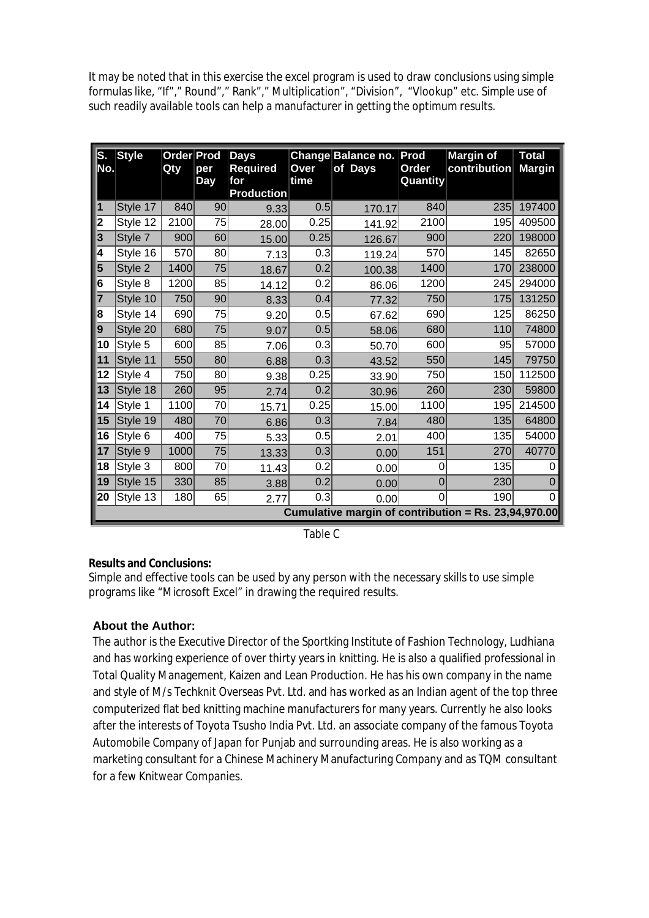It may be noted that in this exercise the excel program is used to draw conclusions using simple formulas like, "If"," Round"," Rank"," Multiplication", "Division", "Vlookup" etc. Simple use of such readily available tools can help a manufacturer in getting the optimum results.

| S. No. | Style | Order Qty | Prod per Day | Days Required for Production | Change Over time | Balance no. of Days | Prod Order Quantity | Margin of contribution | Total Margin |
|---|---|---|---|---|---|---|---|---|---|
| 1 | Style 17 | 840 | 90 | 9.33 | 0.5 | 170.17 | 840 | 235 | 197400 |
| 2 | Style 12 | 2100 | 75 | 28.00 | 0.25 | 141.92 | 2100 | 195 | 409500 |
| 3 | Style 7 | 900 | 60 | 15.00 | 0.25 | 126.67 | 900 | 220 | 198000 |
| 4 | Style 16 | 570 | 80 | 7.13 | 0.3 | 119.24 | 570 | 145 | 82650 |
| 5 | Style 2 | 1400 | 75 | 18.67 | 0.2 | 100.38 | 1400 | 170 | 238000 |
| 6 | Style 8 | 1200 | 85 | 14.12 | 0.2 | 86.06 | 1200 | 245 | 294000 |
| 7 | Style 10 | 750 | 90 | 8.33 | 0.4 | 77.32 | 750 | 175 | 131250 |
| 8 | Style 14 | 690 | 75 | 9.20 | 0.5 | 67.62 | 690 | 125 | 86250 |
| 9 | Style 20 | 680 | 75 | 9.07 | 0.5 | 58.06 | 680 | 110 | 74800 |
| 10 | Style 5 | 600 | 85 | 7.06 | 0.3 | 50.70 | 600 | 95 | 57000 |
| 11 | Style 11 | 550 | 80 | 6.88 | 0.3 | 43.52 | 550 | 145 | 79750 |
| 12 | Style 4 | 750 | 80 | 9.38 | 0.25 | 33.90 | 750 | 150 | 112500 |
| 13 | Style 18 | 260 | 95 | 2.74 | 0.2 | 30.96 | 260 | 230 | 59800 |
| 14 | Style 1 | 1100 | 70 | 15.71 | 0.25 | 15.00 | 1100 | 195 | 214500 |
| 15 | Style 19 | 480 | 70 | 6.86 | 0.3 | 7.84 | 480 | 135 | 64800 |
| 16 | Style 6 | 400 | 75 | 5.33 | 0.5 | 2.01 | 400 | 135 | 54000 |
| 17 | Style 9 | 1000 | 75 | 13.33 | 0.3 | 0.00 | 151 | 270 | 40770 |
| 18 | Style 3 | 800 | 70 | 11.43 | 0.2 | 0.00 | 0 | 135 | 0 |
| 19 | Style 15 | 330 | 85 | 3.88 | 0.2 | 0.00 | 0 | 230 | 0 |
| 20 | Style 13 | 180 | 65 | 2.77 | 0.3 | 0.00 | 0 | 190 | 0 |
| **Cumulative margin of contribution = Rs. 23,94,970.00** | | | | | | | | | |

Table C

**Results and Conclusions:**

Simple and effective tools can be used by any person with the necessary skills to use simple programs like "Microsoft Excel" in drawing the required results.

**About the Author:**

The author is the Executive Director of the Sportking Institute of Fashion Technology, Ludhiana and has working experience of over thirty years in knitting. He is also a qualified professional in Total Quality Management, Kaizen and Lean Production. He has his own company in the name and style of M/s Techknit Overseas Pvt. Ltd. and has worked as an Indian agent of the top three computerized flat bed knitting machine manufacturers for many years. Currently he also looks after the interests of Toyota Tsusho India Pvt. Ltd. an associate company of the famous Toyota Automobile Company of Japan for Punjab and surrounding areas. He is also working as a marketing consultant for a Chinese Machinery Manufacturing Company and as TQM consultant for a few Knitwear Companies.